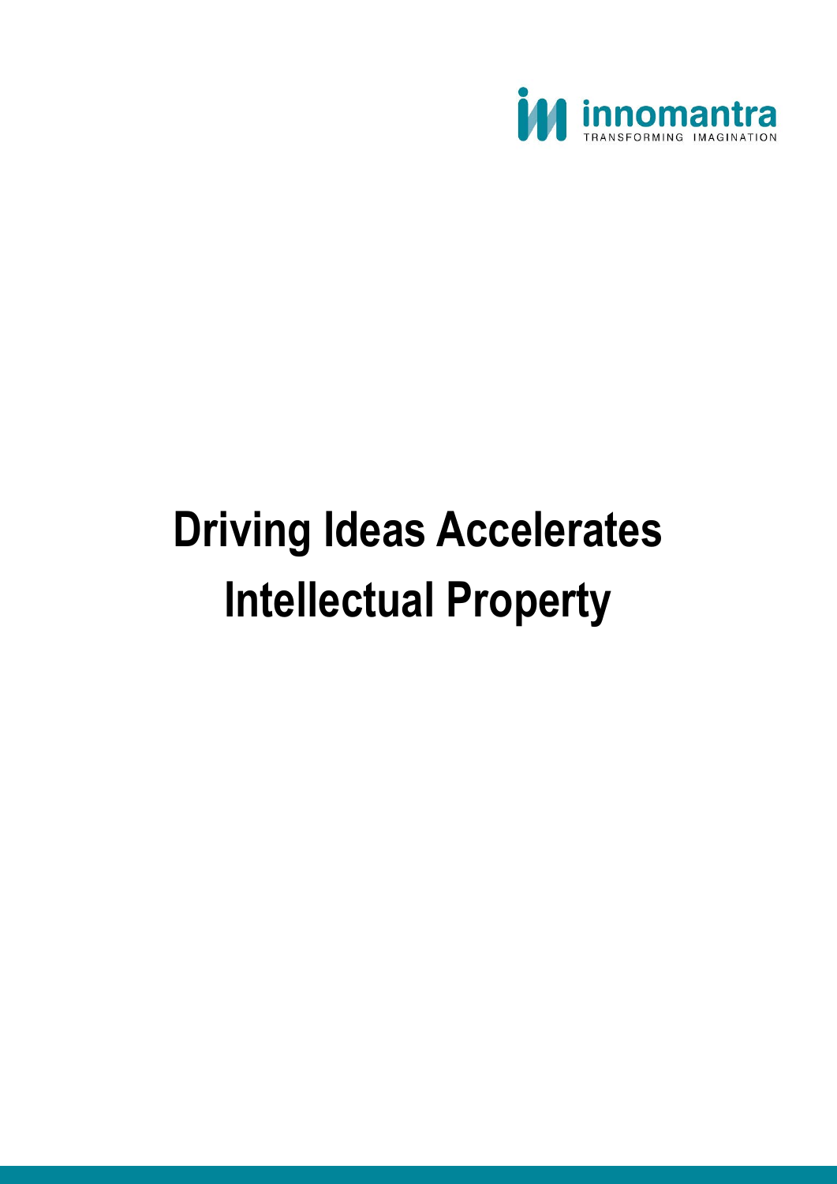innomantra

TRANSFORMING IMAGINATION

# Driving Ideas Accelerates Intellectual Property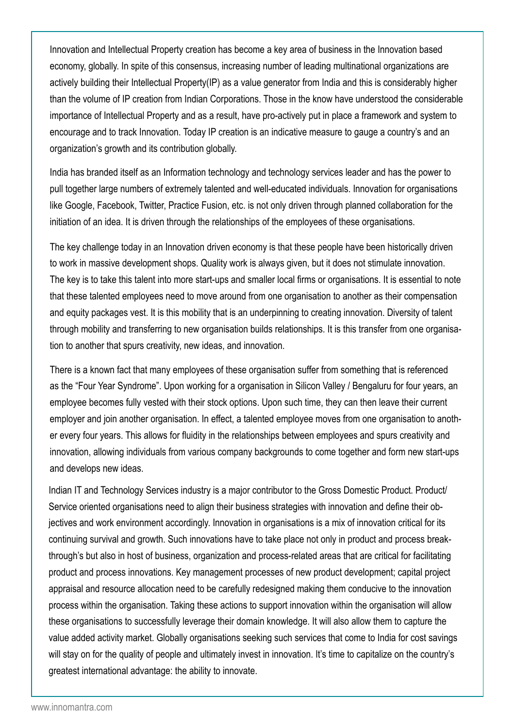Innovation and Intellectual Property creation has become a key area of business in the Innovation based economy, globally. In spite of this consensus, increasing number of leading multinational organizations are actively building their Intellectual Property(IP) as a value generator from India and this is considerably higher than the volume of IP creation from Indian Corporations. Those in the know have understood the considerable importance of Intellectual Property and as a result, have pro-actively put in place a framework and system to encourage and to track Innovation. Today IP creation is an indicative measure to gauge a country's and an organization's growth and its contribution globally.

India has branded itself as an Information technology and technology services leader and has the power to pull together large numbers of extremely talented and well-educated individuals. Innovation for organisations like Google, Facebook, Twitter, Practice Fusion, etc. is not only driven through planned collaboration for the initiation of an idea. It is driven through the relationships of the employees of these organisations.

The key challenge today in an Innovation driven economy is that these people have been historically driven to work in massive development shops. Quality work is always given, but it does not stimulate innovation. The key is to take this talent into more start-ups and smaller local firms or organisations. It is essential to note that these talented employees need to move around from one organisation to another as their compensation and equity packages vest. It is this mobility that is an underpinning to creating innovation. Diversity of talent through mobility and transferring to new organisation builds relationships. It is this transfer from one organisation to another that spurs creativity, new ideas, and innovation.

There is a known fact that many employees of these organisation suffer from something that is referenced as the "Four Year Syndrome". Upon working for a organisation in Silicon Valley / Bengaluru for four years, an employee becomes fully vested with their stock options. Upon such time, they can then leave their current employer and join another organisation. In effect, a talented employee moves from one organisation to another every four years. This allows for fluidity in the relationships between employees and spurs creativity and innovation, allowing individuals from various company backgrounds to come together and form new start-ups and develops new ideas.

Indian IT and Technology Services industry is a major contributor to the Gross Domestic Product. Product/ Service oriented organisations need to align their business strategies with innovation and define their objectives and work environment accordingly. Innovation in organisations is a mix of innovation critical for its continuing survival and growth. Such innovations have to take place not only in product and process breakthrough's but also in host of business, organization and process-related areas that are critical for facilitating product and process innovations. Key management processes of new product development; capital project appraisal and resource allocation need to be carefully redesigned making them conducive to the innovation process within the organisation. Taking these actions to support innovation within the organisation will allow these organisations to successfully leverage their domain knowledge. It will also allow them to capture the value added activity market. Globally organisations seeking such services that come to India for cost savings will stay on for the quality of people and ultimately invest in innovation. It's time to capitalize on the country's greatest international advantage: the ability to innovate.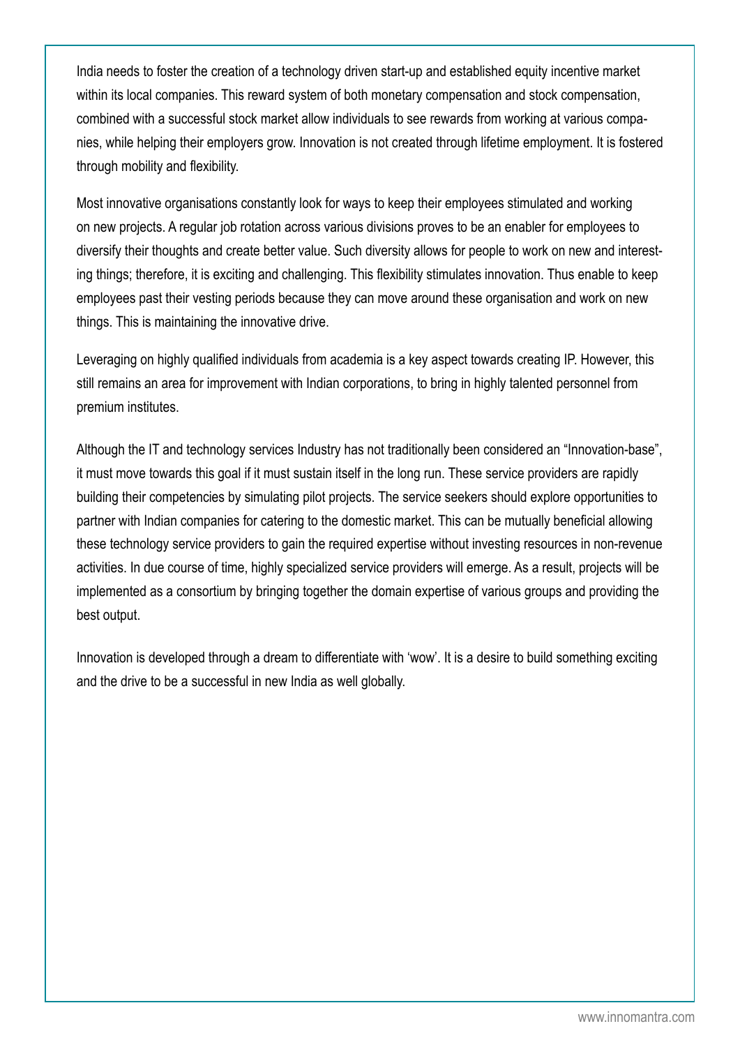India needs to foster the creation of a technology driven start-up and established equity incentive market within its local companies. This reward system of both monetary compensation and stock compensation, combined with a successful stock market allow individuals to see rewards from working at various companies, while helping their employers grow. Innovation is not created through lifetime employment. It is fostered through mobility and flexibility.

Most innovative organisations constantly look for ways to keep their employees stimulated and working on new projects. A regular job rotation across various divisions proves to be an enabler for employees to diversify their thoughts and create better value. Such diversity allows for people to work on new and interesting things; therefore, it is exciting and challenging. This flexibility stimulates innovation. Thus enable to keep employees past their vesting periods because they can move around these organisation and work on new things. This is maintaining the innovative drive.

Leveraging on highly qualified individuals from academia is a key aspect towards creating IP. However, this still remains an area for improvement with Indian corporations, to bring in highly talented personnel from premium institutes.

Although the IT and technology services Industry has not traditionally been considered an "Innovation-base", it must move towards this goal if it must sustain itself in the long run. These service providers are rapidly building their competencies by simulating pilot projects. The service seekers should explore opportunities to partner with Indian companies for catering to the domestic market. This can be mutually beneficial allowing these technology service providers to gain the required expertise without investing resources in non-revenue activities. In due course of time, highly specialized service providers will emerge. As a result, projects will be implemented as a consortium by bringing together the domain expertise of various groups and providing the best output.

Innovation is developed through a dream to differentiate with 'wow'. It is a desire to build something exciting and the drive to be a successful in new India as well globally.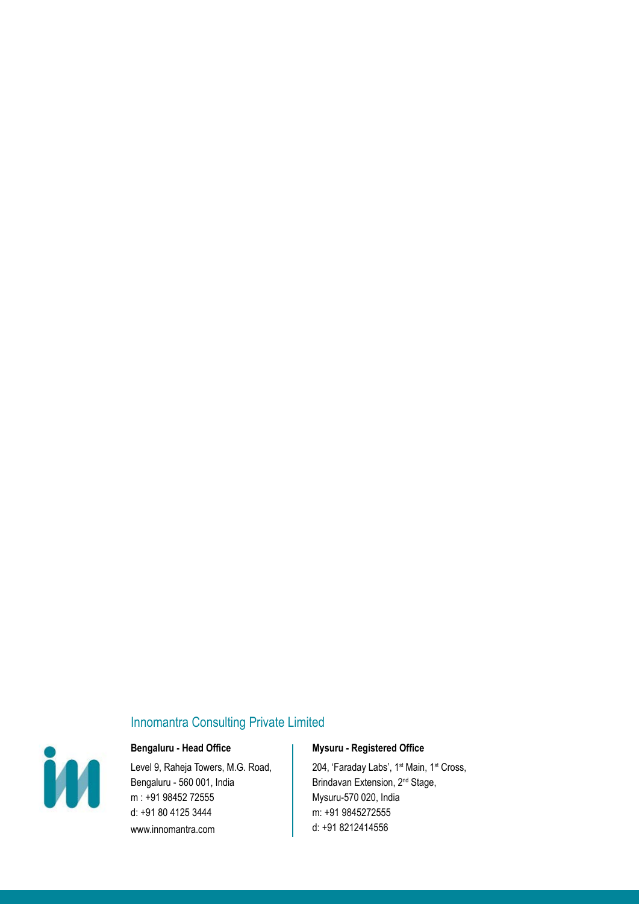## Innomantra Consulting Private Limited

**Bengaluru - Head Office**

Level 9, Raheja Towers, M.G. Road,
Bengaluru - 560 001, India
m : +91 98452 72555
d: +91 80 4125 3444
www.innomantra.com

**Mysuru - Registered Office**

204, 'Faraday Labs', 1st Main, 1st Cross,
Brindavan Extension, 2nd Stage,
Mysuru-570 020, India
m: +91 9845272555
d: +91 8212414556